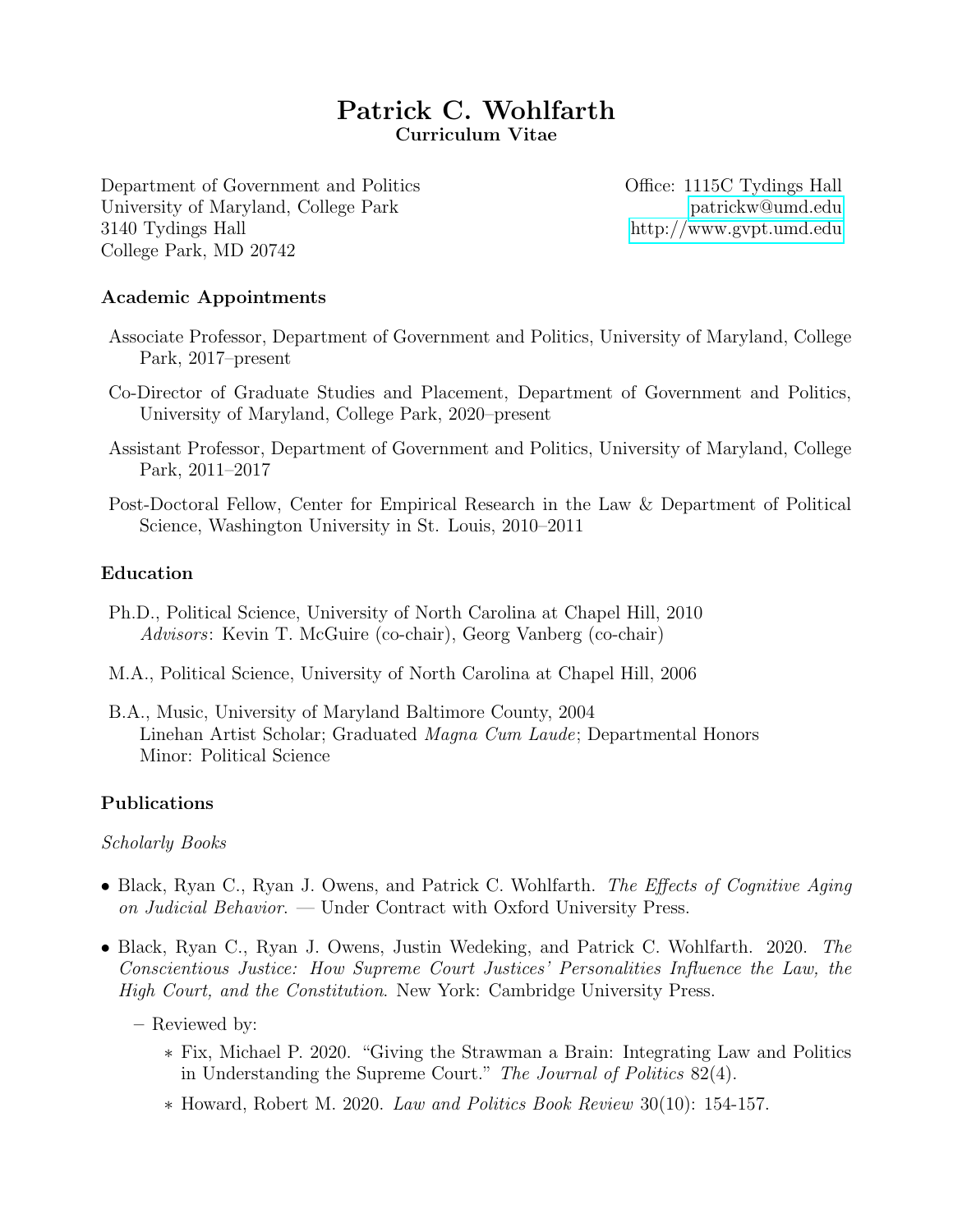# Patrick C. Wohlfarth

**Curriculum Vitae**

Department of Government and Politics
University of Maryland, College Park
3140 Tydings Hall
College Park, MD 20742

Office: 1115C Tydings Hall
patrickw@umd.edu
http://www.gvpt.umd.edu

## Academic Appointments

Associate Professor, Department of Government and Politics, University of Maryland, College Park, 2017–present

Co-Director of Graduate Studies and Placement, Department of Government and Politics, University of Maryland, College Park, 2020–present

Assistant Professor, Department of Government and Politics, University of Maryland, College Park, 2011–2017

Post-Doctoral Fellow, Center for Empirical Research in the Law & Department of Political Science, Washington University in St. Louis, 2010–2011

## Education

Ph.D., Political Science, University of North Carolina at Chapel Hill, 2010
*Advisors*: Kevin T. McGuire (co-chair), Georg Vanberg (co-chair)

M.A., Political Science, University of North Carolina at Chapel Hill, 2006

B.A., Music, University of Maryland Baltimore County, 2004
Linehan Artist Scholar; Graduated *Magna Cum Laude*; Departmental Honors
Minor: Political Science

## Publications

*Scholarly Books*

- Black, Ryan C., Ryan J. Owens, and Patrick C. Wohlfarth. *The Effects of Cognitive Aging on Judicial Behavior*. — Under Contract with Oxford University Press.
- Black, Ryan C., Ryan J. Owens, Justin Wedeking, and Patrick C. Wohlfarth. 2020. *The Conscientious Justice: How Supreme Court Justices' Personalities Influence the Law, the High Court, and the Constitution*. New York: Cambridge University Press.
  - Reviewed by:
    - Fix, Michael P. 2020. "Giving the Strawman a Brain: Integrating Law and Politics in Understanding the Supreme Court." *The Journal of Politics* 82(4).
    - Howard, Robert M. 2020. *Law and Politics Book Review* 30(10): 154-157.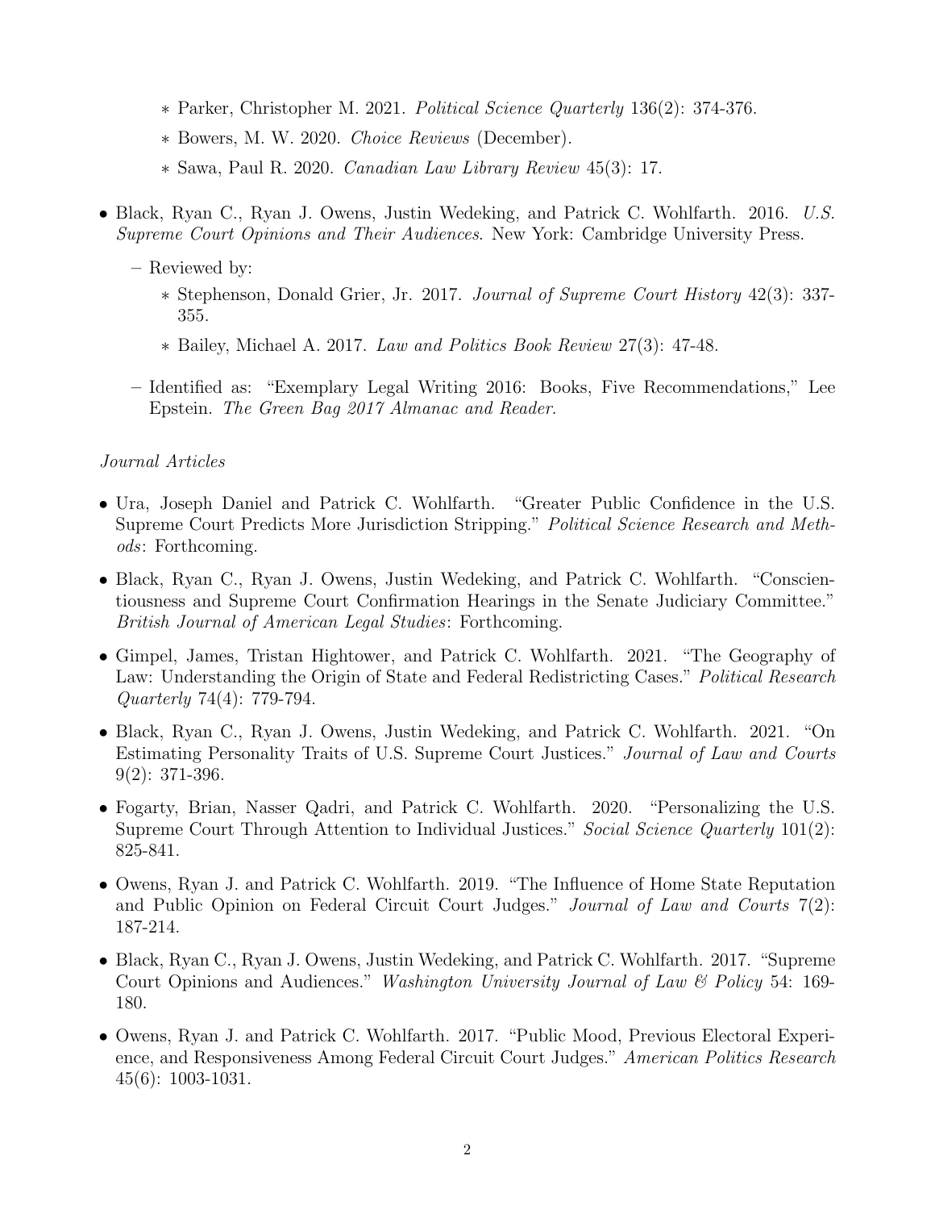- Parker, Christopher M. 2021. *Political Science Quarterly* 136(2): 374-376.
    - Bowers, M. W. 2020. *Choice Reviews* (December).
    - Sawa, Paul R. 2020. *Canadian Law Library Review* 45(3): 17.

- Black, Ryan C., Ryan J. Owens, Justin Wedeking, and Patrick C. Wohlfarth. 2016. *U.S. Supreme Court Opinions and Their Audiences*. New York: Cambridge University Press.
  - Reviewed by:
    - Stephenson, Donald Grier, Jr. 2017. *Journal of Supreme Court History* 42(3): 337-355.
    - Bailey, Michael A. 2017. *Law and Politics Book Review* 27(3): 47-48.
  - Identified as: "Exemplary Legal Writing 2016: Books, Five Recommendations," Lee Epstein. *The Green Bag 2017 Almanac and Reader*.

*Journal Articles*

- Ura, Joseph Daniel and Patrick C. Wohlfarth. "Greater Public Confidence in the U.S. Supreme Court Predicts More Jurisdiction Stripping." *Political Science Research and Methods*: Forthcoming.
- Black, Ryan C., Ryan J. Owens, Justin Wedeking, and Patrick C. Wohlfarth. "Conscientiousness and Supreme Court Confirmation Hearings in the Senate Judiciary Committee." *British Journal of American Legal Studies*: Forthcoming.
- Gimpel, James, Tristan Hightower, and Patrick C. Wohlfarth. 2021. "The Geography of Law: Understanding the Origin of State and Federal Redistricting Cases." *Political Research Quarterly* 74(4): 779-794.
- Black, Ryan C., Ryan J. Owens, Justin Wedeking, and Patrick C. Wohlfarth. 2021. "On Estimating Personality Traits of U.S. Supreme Court Justices." *Journal of Law and Courts* 9(2): 371-396.
- Fogarty, Brian, Nasser Qadri, and Patrick C. Wohlfarth. 2020. "Personalizing the U.S. Supreme Court Through Attention to Individual Justices." *Social Science Quarterly* 101(2): 825-841.
- Owens, Ryan J. and Patrick C. Wohlfarth. 2019. "The Influence of Home State Reputation and Public Opinion on Federal Circuit Court Judges." *Journal of Law and Courts* 7(2): 187-214.
- Black, Ryan C., Ryan J. Owens, Justin Wedeking, and Patrick C. Wohlfarth. 2017. "Supreme Court Opinions and Audiences." *Washington University Journal of Law & Policy* 54: 169-180.
- Owens, Ryan J. and Patrick C. Wohlfarth. 2017. "Public Mood, Previous Electoral Experience, and Responsiveness Among Federal Circuit Court Judges." *American Politics Research* 45(6): 1003-1031.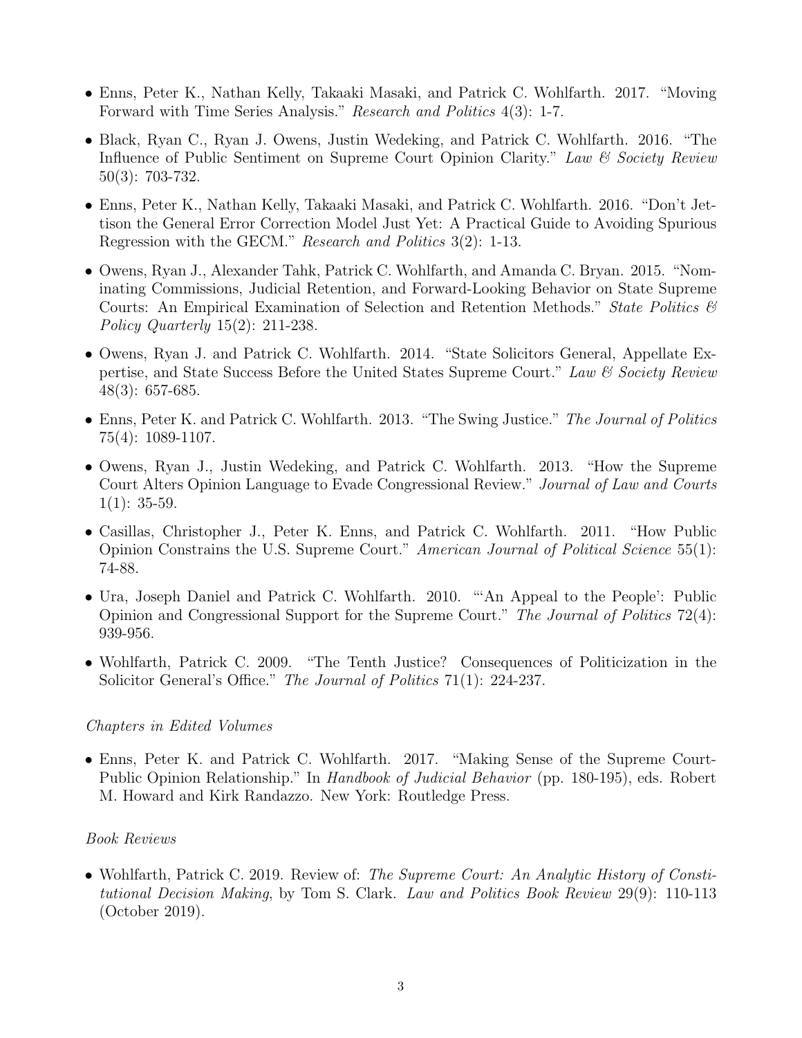- Enns, Peter K., Nathan Kelly, Takaaki Masaki, and Patrick C. Wohlfarth. 2017. "Moving Forward with Time Series Analysis." *Research and Politics* 4(3): 1-7.
- Black, Ryan C., Ryan J. Owens, Justin Wedeking, and Patrick C. Wohlfarth. 2016. "The Influence of Public Sentiment on Supreme Court Opinion Clarity." *Law & Society Review* 50(3): 703-732.
- Enns, Peter K., Nathan Kelly, Takaaki Masaki, and Patrick C. Wohlfarth. 2016. "Don't Jettison the General Error Correction Model Just Yet: A Practical Guide to Avoiding Spurious Regression with the GECM." *Research and Politics* 3(2): 1-13.
- Owens, Ryan J., Alexander Tahk, Patrick C. Wohlfarth, and Amanda C. Bryan. 2015. "Nominating Commissions, Judicial Retention, and Forward-Looking Behavior on State Supreme Courts: An Empirical Examination of Selection and Retention Methods." *State Politics & Policy Quarterly* 15(2): 211-238.
- Owens, Ryan J. and Patrick C. Wohlfarth. 2014. "State Solicitors General, Appellate Expertise, and State Success Before the United States Supreme Court." *Law & Society Review* 48(3): 657-685.
- Enns, Peter K. and Patrick C. Wohlfarth. 2013. "The Swing Justice." *The Journal of Politics* 75(4): 1089-1107.
- Owens, Ryan J., Justin Wedeking, and Patrick C. Wohlfarth. 2013. "How the Supreme Court Alters Opinion Language to Evade Congressional Review." *Journal of Law and Courts* 1(1): 35-59.
- Casillas, Christopher J., Peter K. Enns, and Patrick C. Wohlfarth. 2011. "How Public Opinion Constrains the U.S. Supreme Court." *American Journal of Political Science* 55(1): 74-88.
- Ura, Joseph Daniel and Patrick C. Wohlfarth. 2010. "'An Appeal to the People': Public Opinion and Congressional Support for the Supreme Court." *The Journal of Politics* 72(4): 939-956.
- Wohlfarth, Patrick C. 2009. "The Tenth Justice? Consequences of Politicization in the Solicitor General's Office." *The Journal of Politics* 71(1): 224-237.

*Chapters in Edited Volumes*

- Enns, Peter K. and Patrick C. Wohlfarth. 2017. "Making Sense of the Supreme Court-Public Opinion Relationship." In *Handbook of Judicial Behavior* (pp. 180-195), eds. Robert M. Howard and Kirk Randazzo. New York: Routledge Press.

*Book Reviews*

- Wohlfarth, Patrick C. 2019. Review of: *The Supreme Court: An Analytic History of Constitutional Decision Making*, by Tom S. Clark. *Law and Politics Book Review* 29(9): 110-113 (October 2019).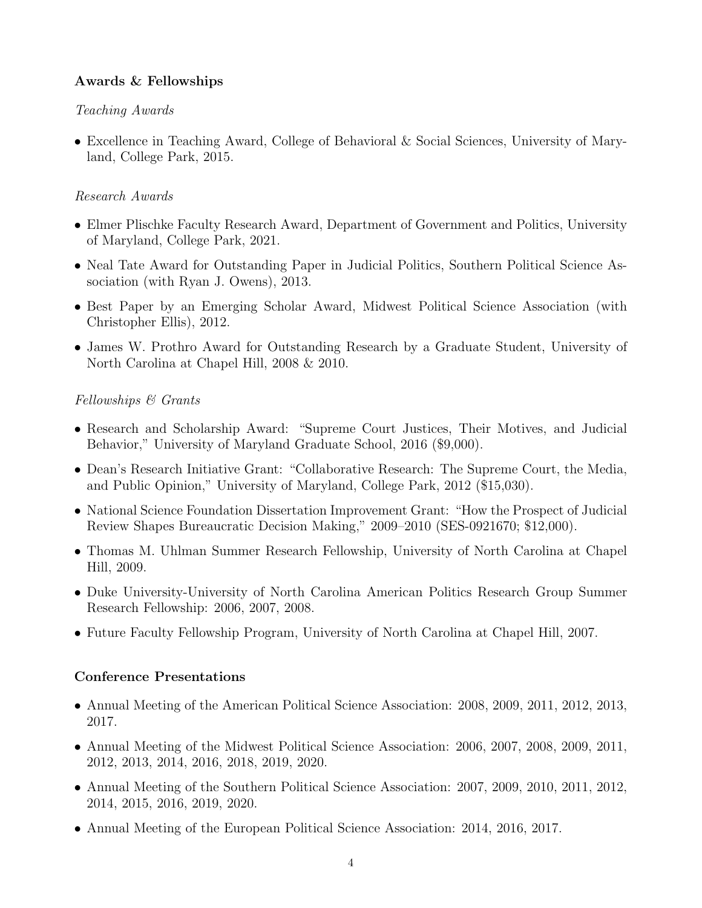## Awards & Fellowships

### *Teaching Awards*

- Excellence in Teaching Award, College of Behavioral & Social Sciences, University of Maryland, College Park, 2015.

### *Research Awards*

- Elmer Plischke Faculty Research Award, Department of Government and Politics, University of Maryland, College Park, 2021.
- Neal Tate Award for Outstanding Paper in Judicial Politics, Southern Political Science Association (with Ryan J. Owens), 2013.
- Best Paper by an Emerging Scholar Award, Midwest Political Science Association (with Christopher Ellis), 2012.
- James W. Prothro Award for Outstanding Research by a Graduate Student, University of North Carolina at Chapel Hill, 2008 & 2010.

### *Fellowships & Grants*

- Research and Scholarship Award: "Supreme Court Justices, Their Motives, and Judicial Behavior," University of Maryland Graduate School, 2016 ($9,000).
- Dean's Research Initiative Grant: "Collaborative Research: The Supreme Court, the Media, and Public Opinion," University of Maryland, College Park, 2012 ($15,030).
- National Science Foundation Dissertation Improvement Grant: "How the Prospect of Judicial Review Shapes Bureaucratic Decision Making," 2009–2010 (SES-0921670; $12,000).
- Thomas M. Uhlman Summer Research Fellowship, University of North Carolina at Chapel Hill, 2009.
- Duke University-University of North Carolina American Politics Research Group Summer Research Fellowship: 2006, 2007, 2008.
- Future Faculty Fellowship Program, University of North Carolina at Chapel Hill, 2007.

## Conference Presentations

- Annual Meeting of the American Political Science Association: 2008, 2009, 2011, 2012, 2013, 2017.
- Annual Meeting of the Midwest Political Science Association: 2006, 2007, 2008, 2009, 2011, 2012, 2013, 2014, 2016, 2018, 2019, 2020.
- Annual Meeting of the Southern Political Science Association: 2007, 2009, 2010, 2011, 2012, 2014, 2015, 2016, 2019, 2020.
- Annual Meeting of the European Political Science Association: 2014, 2016, 2017.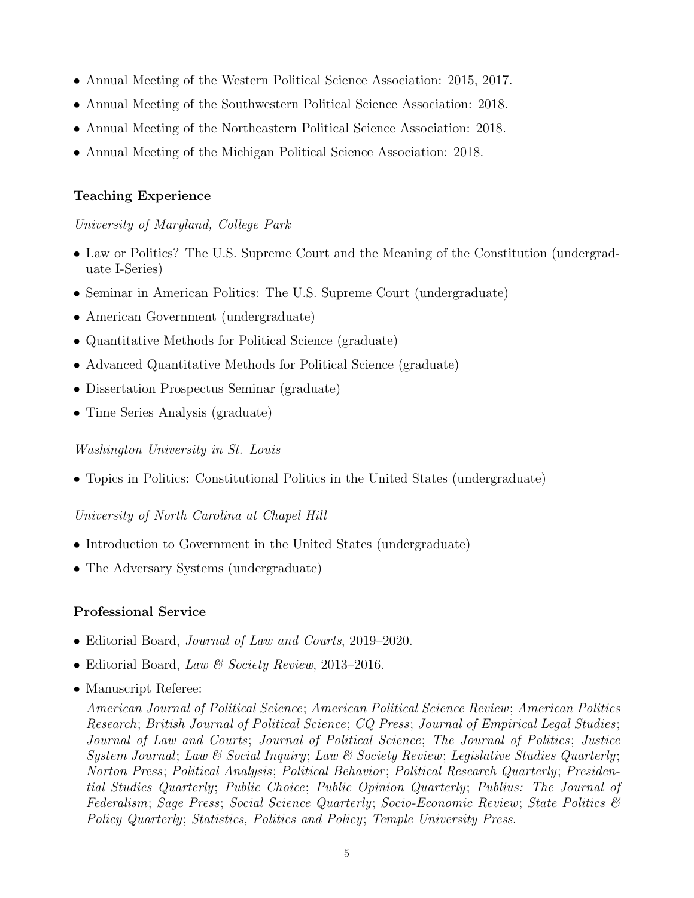- Annual Meeting of the Western Political Science Association: 2015, 2017.
- Annual Meeting of the Southwestern Political Science Association: 2018.
- Annual Meeting of the Northeastern Political Science Association: 2018.
- Annual Meeting of the Michigan Political Science Association: 2018.

### Teaching Experience

*University of Maryland, College Park*

- Law or Politics? The U.S. Supreme Court and the Meaning of the Constitution (undergraduate I-Series)
- Seminar in American Politics: The U.S. Supreme Court (undergraduate)
- American Government (undergraduate)
- Quantitative Methods for Political Science (graduate)
- Advanced Quantitative Methods for Political Science (graduate)
- Dissertation Prospectus Seminar (graduate)
- Time Series Analysis (graduate)

*Washington University in St. Louis*

- Topics in Politics: Constitutional Politics in the United States (undergraduate)

*University of North Carolina at Chapel Hill*

- Introduction to Government in the United States (undergraduate)
- The Adversary Systems (undergraduate)

### Professional Service

- Editorial Board, *Journal of Law and Courts*, 2019–2020.
- Editorial Board, *Law & Society Review*, 2013–2016.
- Manuscript Referee:
  *American Journal of Political Science*; *American Political Science Review*; *American Politics Research*; *British Journal of Political Science*; *CQ Press*; *Journal of Empirical Legal Studies*; *Journal of Law and Courts*; *Journal of Political Science*; *The Journal of Politics*; *Justice System Journal*; *Law & Social Inquiry*; *Law & Society Review*; *Legislative Studies Quarterly*; *Norton Press*; *Political Analysis*; *Political Behavior*; *Political Research Quarterly*; *Presidential Studies Quarterly*; *Public Choice*; *Public Opinion Quarterly*; *Publius: The Journal of Federalism*; *Sage Press*; *Social Science Quarterly*; *Socio-Economic Review*; *State Politics & Policy Quarterly*; *Statistics, Politics and Policy*; *Temple University Press*.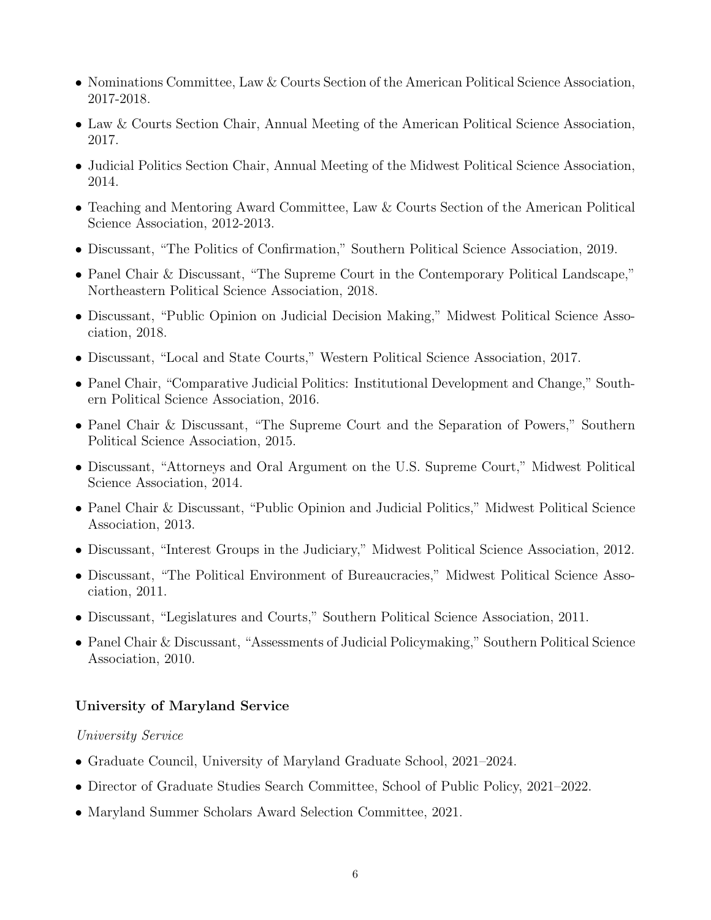- Nominations Committee, Law & Courts Section of the American Political Science Association, 2017-2018.
- Law & Courts Section Chair, Annual Meeting of the American Political Science Association, 2017.
- Judicial Politics Section Chair, Annual Meeting of the Midwest Political Science Association, 2014.
- Teaching and Mentoring Award Committee, Law & Courts Section of the American Political Science Association, 2012-2013.
- Discussant, "The Politics of Confirmation," Southern Political Science Association, 2019.
- Panel Chair & Discussant, "The Supreme Court in the Contemporary Political Landscape," Northeastern Political Science Association, 2018.
- Discussant, "Public Opinion on Judicial Decision Making," Midwest Political Science Association, 2018.
- Discussant, "Local and State Courts," Western Political Science Association, 2017.
- Panel Chair, "Comparative Judicial Politics: Institutional Development and Change," Southern Political Science Association, 2016.
- Panel Chair & Discussant, "The Supreme Court and the Separation of Powers," Southern Political Science Association, 2015.
- Discussant, "Attorneys and Oral Argument on the U.S. Supreme Court," Midwest Political Science Association, 2014.
- Panel Chair & Discussant, "Public Opinion and Judicial Politics," Midwest Political Science Association, 2013.
- Discussant, "Interest Groups in the Judiciary," Midwest Political Science Association, 2012.
- Discussant, "The Political Environment of Bureaucracies," Midwest Political Science Association, 2011.
- Discussant, "Legislatures and Courts," Southern Political Science Association, 2011.
- Panel Chair & Discussant, "Assessments of Judicial Policymaking," Southern Political Science Association, 2010.

### University of Maryland Service

*University Service*

- Graduate Council, University of Maryland Graduate School, 2021–2024.
- Director of Graduate Studies Search Committee, School of Public Policy, 2021–2022.
- Maryland Summer Scholars Award Selection Committee, 2021.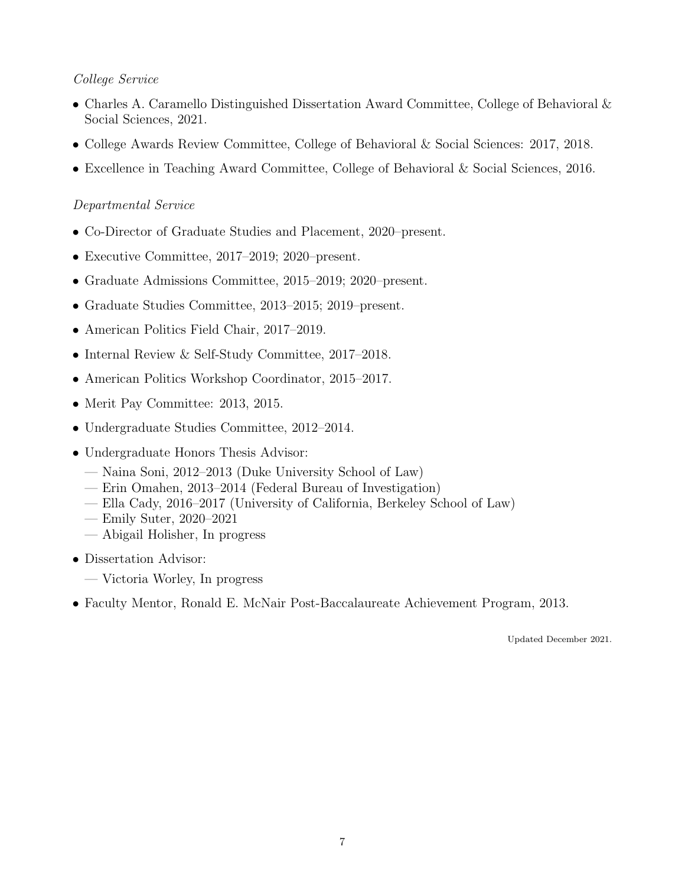*College Service*

- Charles A. Caramello Distinguished Dissertation Award Committee, College of Behavioral & Social Sciences, 2021.
- College Awards Review Committee, College of Behavioral & Social Sciences: 2017, 2018.
- Excellence in Teaching Award Committee, College of Behavioral & Social Sciences, 2016.

*Departmental Service*

- Co-Director of Graduate Studies and Placement, 2020–present.
- Executive Committee, 2017–2019; 2020–present.
- Graduate Admissions Committee, 2015–2019; 2020–present.
- Graduate Studies Committee, 2013–2015; 2019–present.
- American Politics Field Chair, 2017–2019.
- Internal Review & Self-Study Committee, 2017–2018.
- American Politics Workshop Coordinator, 2015–2017.
- Merit Pay Committee: 2013, 2015.
- Undergraduate Studies Committee, 2012–2014.
- Undergraduate Honors Thesis Advisor:
  — Naina Soni, 2012–2013 (Duke University School of Law)
  — Erin Omahen, 2013–2014 (Federal Bureau of Investigation)
  — Ella Cady, 2016–2017 (University of California, Berkeley School of Law)
  — Emily Suter, 2020–2021
  — Abigail Holisher, In progress
- Dissertation Advisor:
  — Victoria Worley, In progress
- Faculty Mentor, Ronald E. McNair Post-Baccalaureate Achievement Program, 2013.

Updated December 2021.